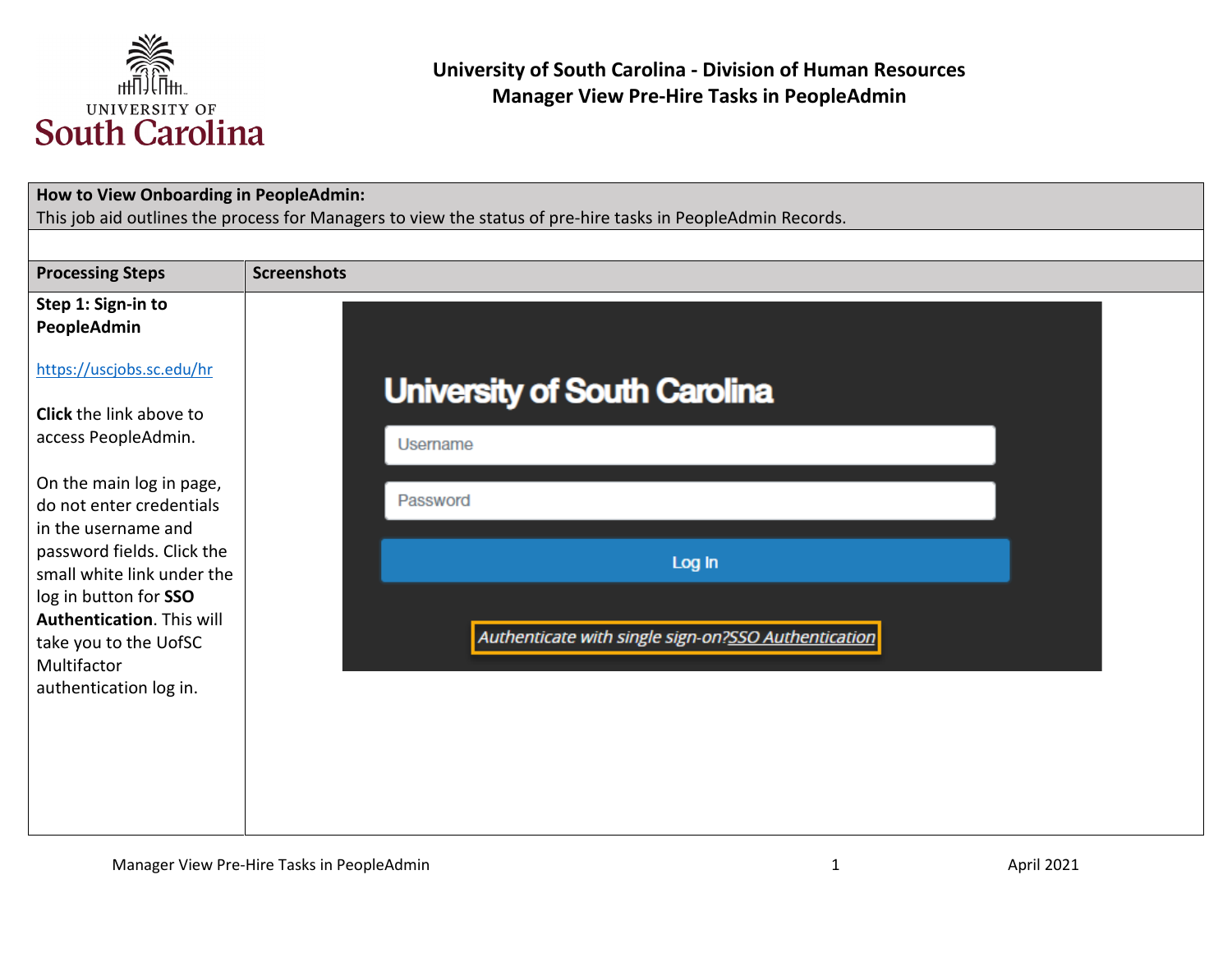University of South Carolina

# University of South Carolina - Division of Human Resources
## Manager View Pre-Hire Tasks in PeopleAdmin

**How to View Onboarding in PeopleAdmin:**
This job aid outlines the process for Managers to view the status of pre-hire tasks in PeopleAdmin Records.

| Processing Steps | Screenshots |
|---|---|
| **Step 1: Sign-in to PeopleAdmin**<br><br>https://uscjobs.sc.edu/hr<br><br>**Click** the link above to access PeopleAdmin.<br><br>On the main log in page, do not enter credentials in the username and password fields. Click the small white link under the log in button for **SSO Authentication**. This will take you to the UofSC Multifactor authentication log in. | University of South Carolina<br>Username<br>Password<br>Log In<br>*Authenticate with single sign-on?SSO Authentication* |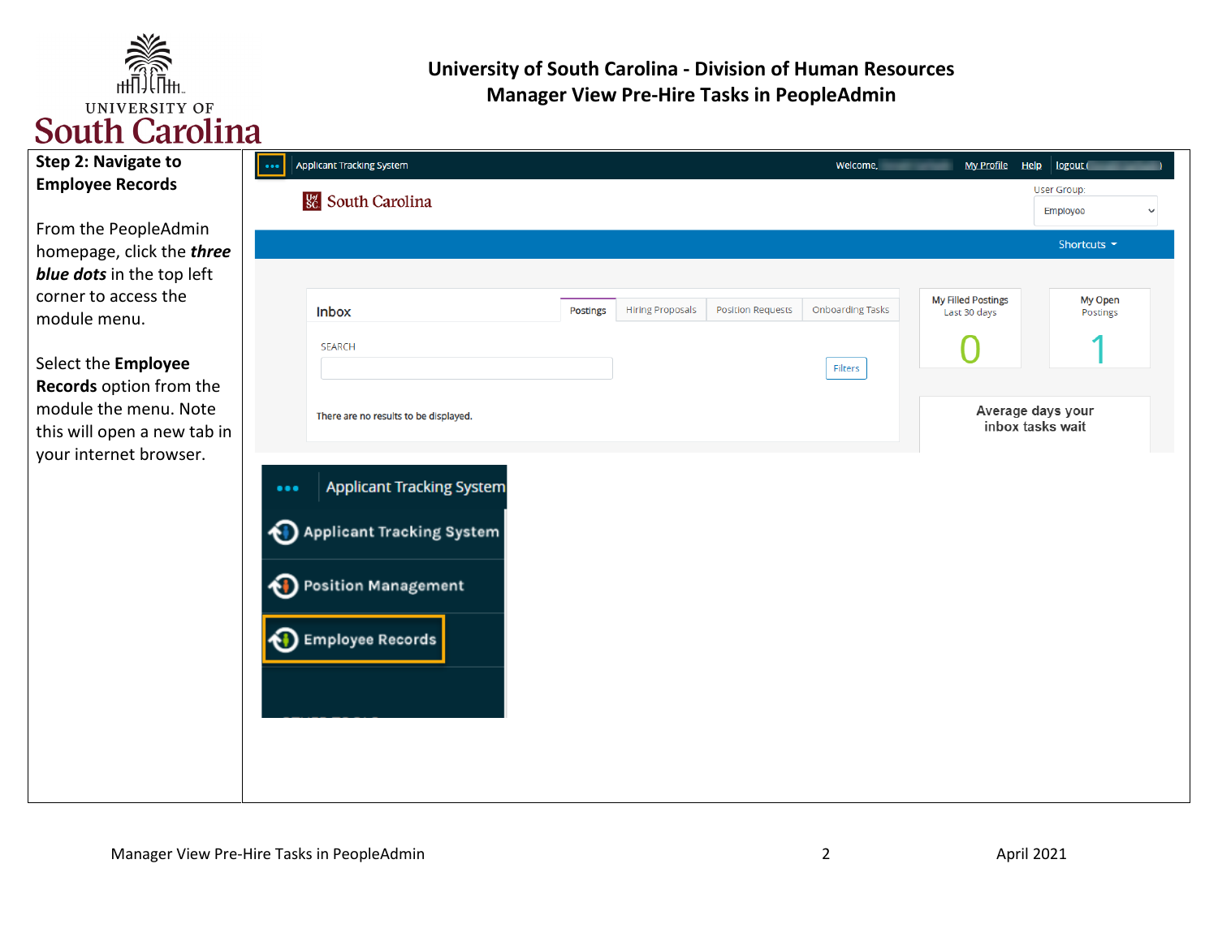# University of South Carolina - Division of Human Resources
## Manager View Pre-Hire Tasks in PeopleAdmin

### Step 2: Navigate to Employee Records

From the PeopleAdmin homepage, click the ***three blue dots*** in the top left corner to access the module menu.

Select the **Employee Records** option from the module the menu. Note this will open a new tab in your internet browser.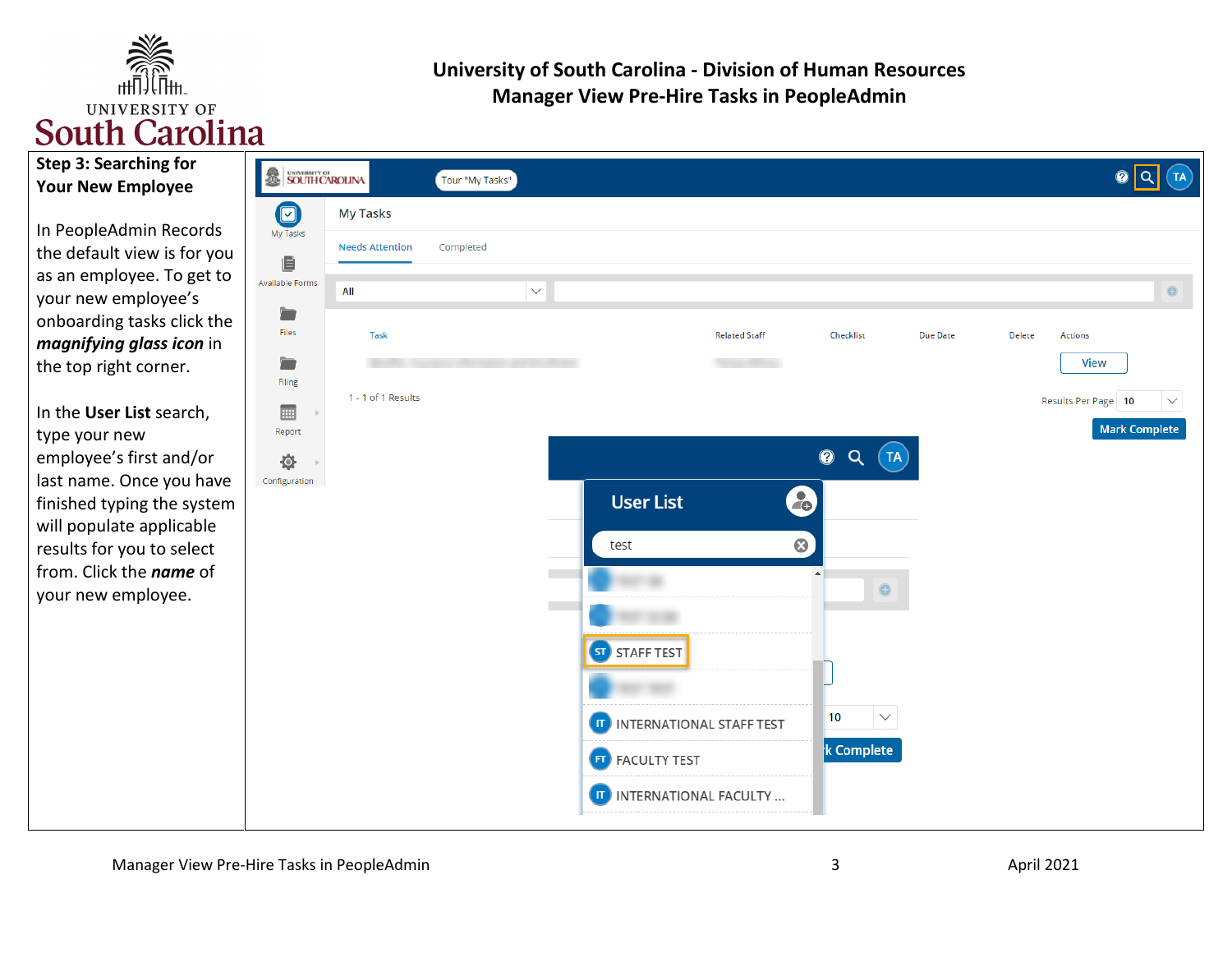**Step 3: Searching for Your New Employee**

In PeopleAdmin Records the default view is for you as an employee. To get to your new employee's onboarding tasks click the ***magnifying glass icon*** in the top right corner.

In the **User List** search, type your new employee's first and/or last name. Once you have finished typing the system will populate applicable results for you to select from. Click the ***name*** of your new employee.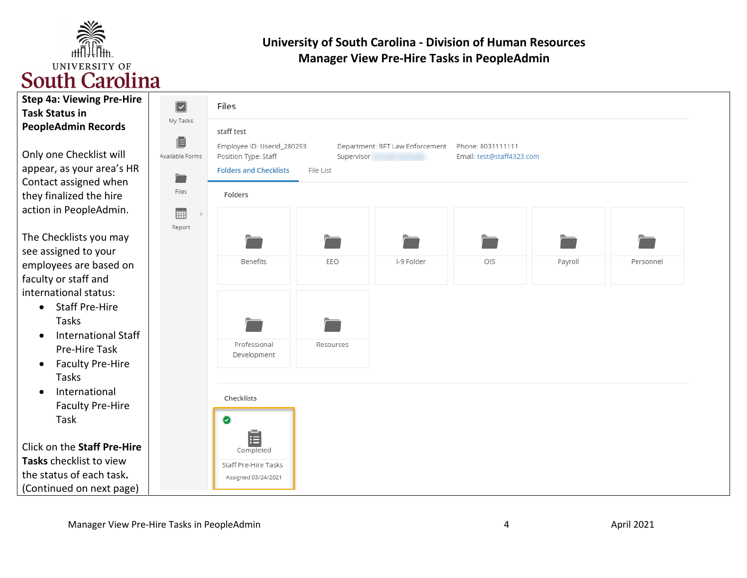**Step 4a: Viewing Pre-Hire Task Status in PeopleAdmin Records**

Only one Checklist will appear, as your area's HR Contact assigned when they finalized the hire action in PeopleAdmin.

The Checklists you may see assigned to your employees are based on faculty or staff and international status:

- Staff Pre-Hire Tasks
- International Staff Pre-Hire Task
- Faculty Pre-Hire Tasks
- International Faculty Pre-Hire Task

Click on the **Staff Pre-Hire Tasks** checklist to view the status of each task. (Continued on next page)

My Tasks

Available Forms

Files

Report

Files

staff test

Employee ID: UserId_280293
Position Type: Staff

Department: BFT Law Enforcement
Supervisor

Phone: 8031111111
Email: test@staff4323.com

Folders and Checklists | File List

Folders

Benefits | EEO | I-9 Folder | OIS | Payroll | Personnel | Professional Development | Resources

Checklists

Completed
Staff Pre-Hire Tasks
Assigned 03/24/2021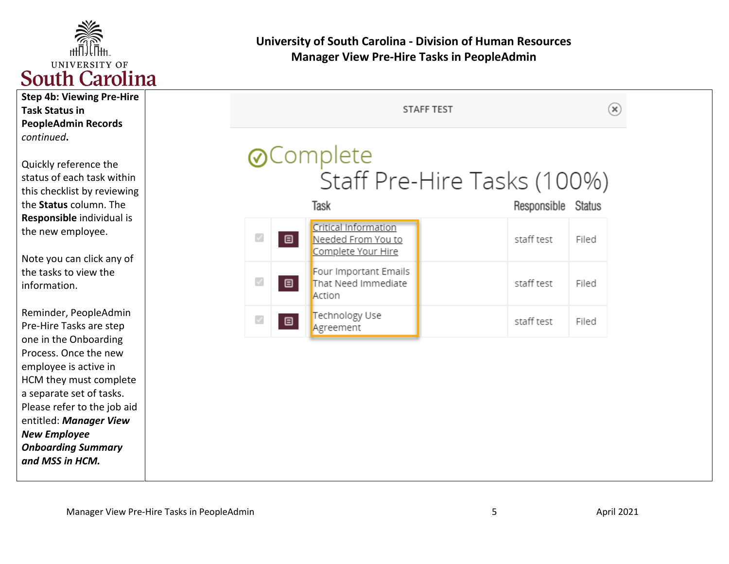**Step 4b: Viewing Pre-Hire Task Status in PeopleAdmin Records** *continued***.**

Quickly reference the status of each task within this checklist by reviewing the **Status** column. The **Responsible** individual is the new employee.

Note you can click any of the tasks to view the information.

Reminder, PeopleAdmin Pre-Hire Tasks are step one in the Onboarding Process. Once the new employee is active in HCM they must complete a separate set of tasks. Please refer to the job aid entitled: ***Manager View New Employee Onboarding Summary and MSS in HCM.***

STAFF TEST

Complete

Staff Pre-Hire Tasks (100%)

| | | Task | Responsible | Status |
|---|---|---|---|---|
| | | Critical Information Needed From You to Complete Your Hire | staff test | Filed |
| | | Four Important Emails That Need Immediate Action | staff test | Filed |
| | | Technology Use Agreement | staff test | Filed |